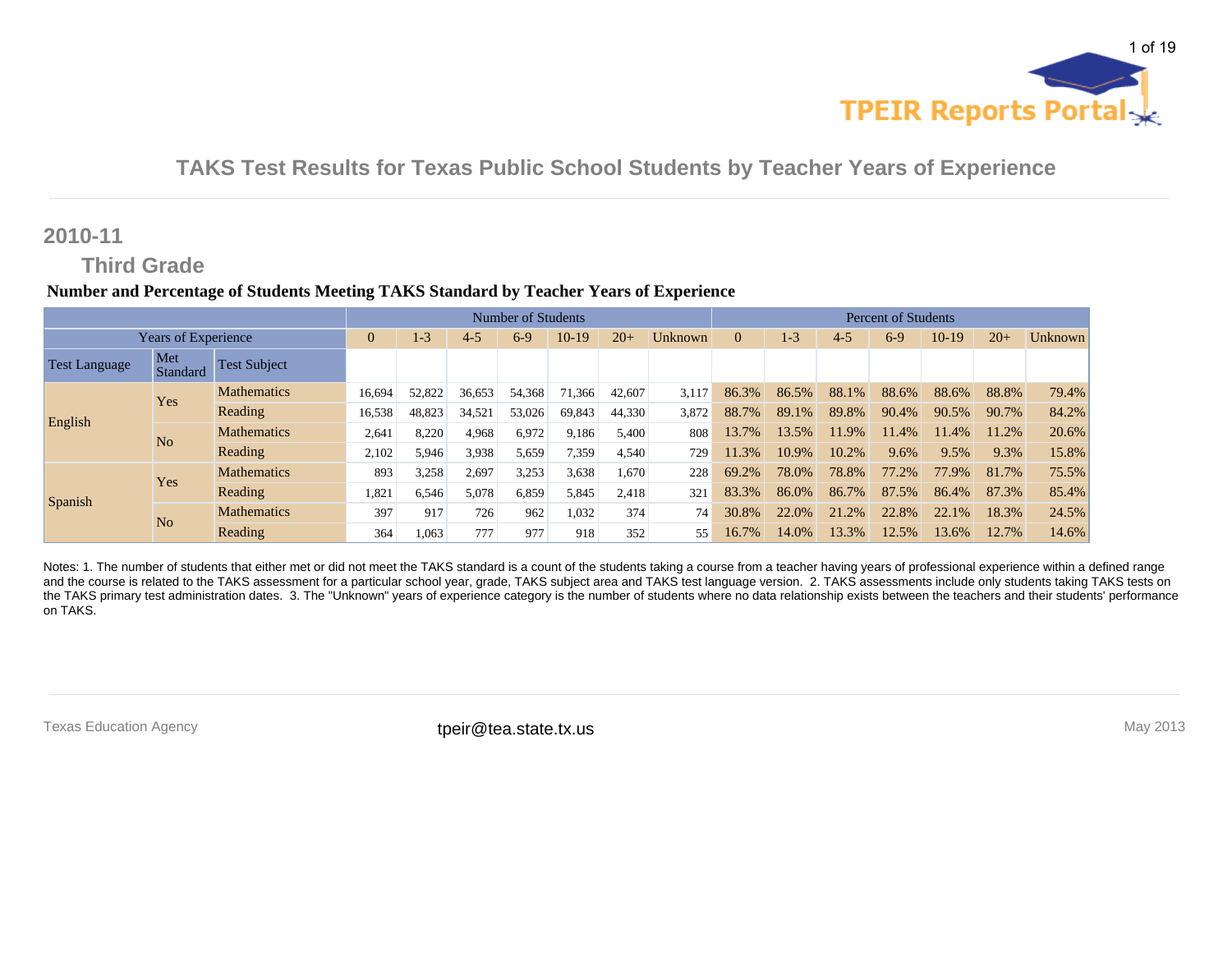# TAKS Test Results for Texas Public School Students by Teacher Years of Experience

## 2010-11

### Third Grade

**Number and Percentage of Students Meeting TAKS Standard by Teacher Years of Experience**

| | | | Number of Students | | | | | | | Percent of Students | | | | | | |
|---|---|---|---|---|---|---|---|---|---|---|---|---|---|---|---|---|
| Years of Experience | | | 0 | 1-3 | 4-5 | 6-9 | 10-19 | 20+ | Unknown | 0 | 1-3 | 4-5 | 6-9 | 10-19 | 20+ | Unknown |
| Test Language | Met Standard | Test Subject | | | | | | | | | | | | | | |
| English | Yes | Mathematics | 16,694 | 52,822 | 36,653 | 54,368 | 71,366 | 42,607 | 3,117 | 86.3% | 86.5% | 88.1% | 88.6% | 88.6% | 88.8% | 79.4% |
| | | Reading | 16,538 | 48,823 | 34,521 | 53,026 | 69,843 | 44,330 | 3,872 | 88.7% | 89.1% | 89.8% | 90.4% | 90.5% | 90.7% | 84.2% |
| | No | Mathematics | 2,641 | 8,220 | 4,968 | 6,972 | 9,186 | 5,400 | 808 | 13.7% | 13.5% | 11.9% | 11.4% | 11.4% | 11.2% | 20.6% |
| | | Reading | 2,102 | 5,946 | 3,938 | 5,659 | 7,359 | 4,540 | 729 | 11.3% | 10.9% | 10.2% | 9.6% | 9.5% | 9.3% | 15.8% |
| Spanish | Yes | Mathematics | 893 | 3,258 | 2,697 | 3,253 | 3,638 | 1,670 | 228 | 69.2% | 78.0% | 78.8% | 77.2% | 77.9% | 81.7% | 75.5% |
| | | Reading | 1,821 | 6,546 | 5,078 | 6,859 | 5,845 | 2,418 | 321 | 83.3% | 86.0% | 86.7% | 87.5% | 86.4% | 87.3% | 85.4% |
| | No | Mathematics | 397 | 917 | 726 | 962 | 1,032 | 374 | 74 | 30.8% | 22.0% | 21.2% | 22.8% | 22.1% | 18.3% | 24.5% |
| | | Reading | 364 | 1,063 | 777 | 977 | 918 | 352 | 55 | 16.7% | 14.0% | 13.3% | 12.5% | 13.6% | 12.7% | 14.6% |

Notes: 1. The number of students that either met or did not meet the TAKS standard is a count of the students taking a course from a teacher having years of professional experience within a defined range and the course is related to the TAKS assessment for a particular school year, grade, TAKS subject area and TAKS test language version. 2. TAKS assessments include only students taking TAKS tests on the TAKS primary test administration dates. 3. The "Unknown" years of experience category is the number of students where no data relationship exists between the teachers and their students' performance on TAKS.

Texas Education Agency tpeir@tea.state.tx.us May 2013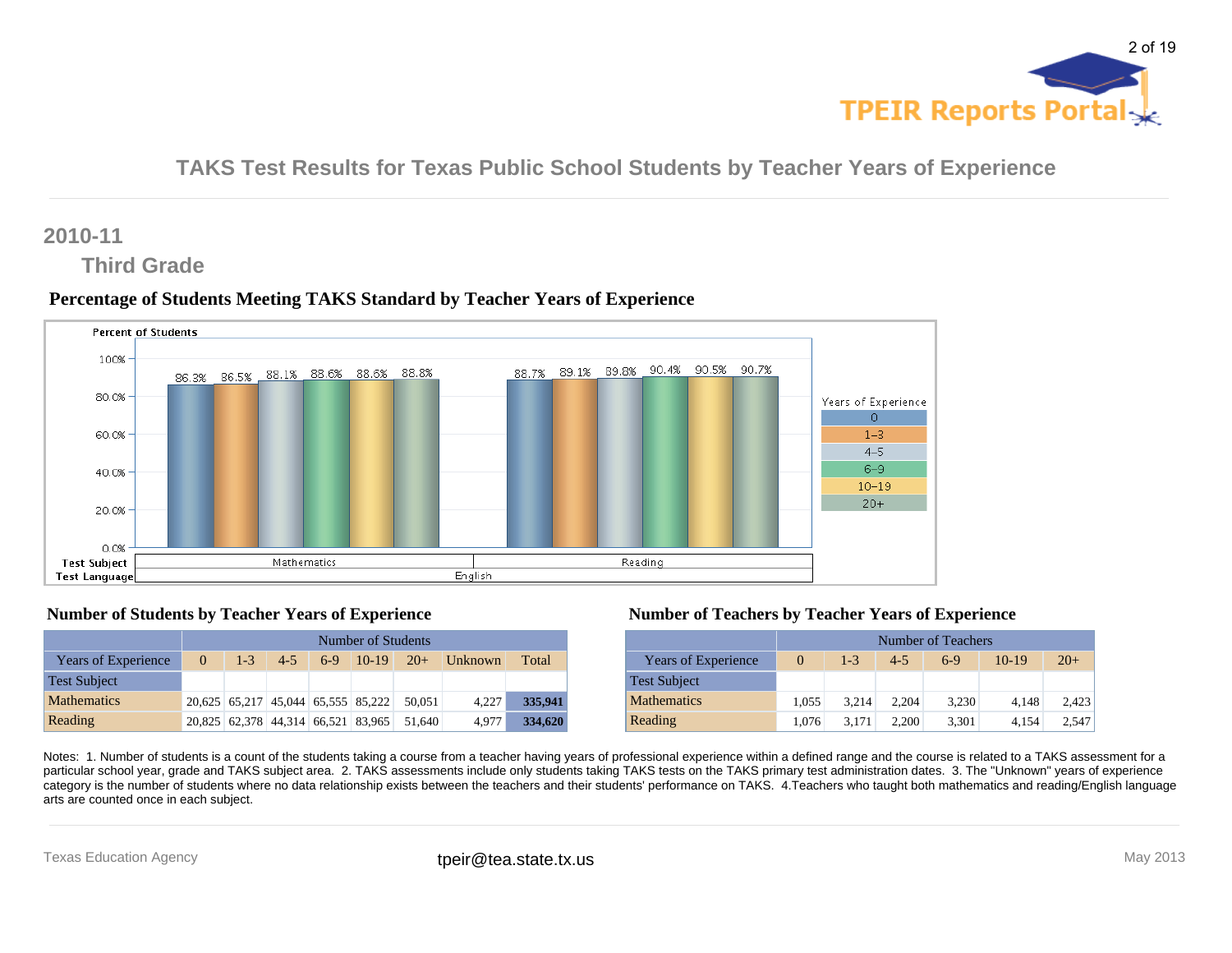# TAKS Test Results for Texas Public School Students by Teacher Years of Experience

## 2010-11

### Third Grade

### Percentage of Students Meeting TAKS Standard by Teacher Years of Experience

| Test Language | Test Subject | 0 | 1-3 | 4-5 | 6-9 | 10-19 | 20+ |
|---|---|---|---|---|---|---|---|
| English | Mathematics | 86.3% | 86.5% | 88.1% | 88.6% | 88.6% | 88.8% |
| English | Reading | 88.7% | 89.1% | 89.8% | 90.4% | 90.5% | 90.7% |

### Number of Students by Teacher Years of Experience

| | Number of Students | | | | | | | |
|---|---|---|---|---|---|---|---|---|
| Years of Experience | 0 | 1-3 | 4-5 | 6-9 | 10-19 | 20+ | Unknown | Total |
| Test Subject | | | | | | | | |
| Mathematics | 20,625 | 65,217 | 45,044 | 65,555 | 85,222 | 50,051 | 4,227 | **335,941** |
| Reading | 20,825 | 62,378 | 44,314 | 66,521 | 83,965 | 51,640 | 4,977 | **334,620** |

### Number of Teachers by Teacher Years of Experience

| | Number of Teachers | | | | | |
|---|---|---|---|---|---|---|
| Years of Experience | 0 | 1-3 | 4-5 | 6-9 | 10-19 | 20+ |
| Test Subject | | | | | | |
| Mathematics | 1,055 | 3,214 | 2,204 | 3,230 | 4,148 | 2,423 |
| Reading | 1,076 | 3,171 | 2,200 | 3,301 | 4,154 | 2,547 |

Notes: 1. Number of students is a count of the students taking a course from a teacher having years of professional experience within a defined range and the course is related to a TAKS assessment for a particular school year, grade and TAKS subject area. 2. TAKS assessments include only students taking TAKS tests on the TAKS primary test administration dates. 3. The "Unknown" years of experience category is the number of students where no data relationship exists between the teachers and their students' performance on TAKS. 4.Teachers who taught both mathematics and reading/English language arts are counted once in each subject.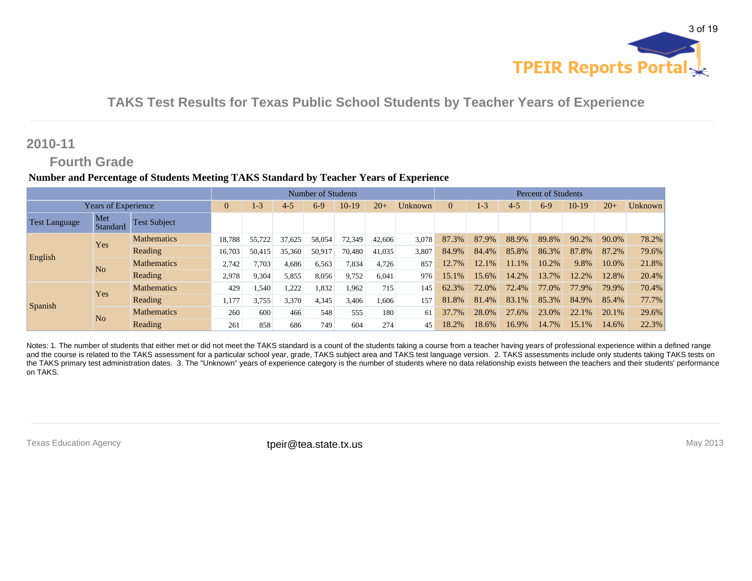## TAKS Test Results for Texas Public School Students by Teacher Years of Experience

## 2010-11

### Fourth Grade

**Number and Percentage of Students Meeting TAKS Standard by Teacher Years of Experience**

| | | | Number of Students | | | | | | | Percent of Students | | | | | | |
|---|---|---|---|---|---|---|---|---|---|---|---|---|---|---|---|---|
| Years of Experience | | | 0 | 1-3 | 4-5 | 6-9 | 10-19 | 20+ | Unknown | 0 | 1-3 | 4-5 | 6-9 | 10-19 | 20+ | Unknown |
| Test Language | Met Standard | Test Subject | | | | | | | | | | | | | | |
| English | Yes | Mathematics | 18,788 | 55,722 | 37,625 | 58,054 | 72,349 | 42,606 | 3,078 | 87.3% | 87.9% | 88.9% | 89.8% | 90.2% | 90.0% | 78.2% |
| | | Reading | 16,703 | 50,415 | 35,360 | 50,917 | 70,480 | 41,035 | 3,807 | 84.9% | 84.4% | 85.8% | 86.3% | 87.8% | 87.2% | 79.6% |
| | No | Mathematics | 2,742 | 7,703 | 4,686 | 6,563 | 7,834 | 4,726 | 857 | 12.7% | 12.1% | 11.1% | 10.2% | 9.8% | 10.0% | 21.8% |
| | | Reading | 2,978 | 9,304 | 5,855 | 8,056 | 9,752 | 6,041 | 976 | 15.1% | 15.6% | 14.2% | 13.7% | 12.2% | 12.8% | 20.4% |
| Spanish | Yes | Mathematics | 429 | 1,540 | 1,222 | 1,832 | 1,962 | 715 | 145 | 62.3% | 72.0% | 72.4% | 77.0% | 77.9% | 79.9% | 70.4% |
| | | Reading | 1,177 | 3,755 | 3,370 | 4,345 | 3,406 | 1,606 | 157 | 81.8% | 81.4% | 83.1% | 85.3% | 84.9% | 85.4% | 77.7% |
| | No | Mathematics | 260 | 600 | 466 | 548 | 555 | 180 | 61 | 37.7% | 28.0% | 27.6% | 23.0% | 22.1% | 20.1% | 29.6% |
| | | Reading | 261 | 858 | 686 | 749 | 604 | 274 | 45 | 18.2% | 18.6% | 16.9% | 14.7% | 15.1% | 14.6% | 22.3% |

Notes: 1. The number of students that either met or did not meet the TAKS standard is a count of the students taking a course from a teacher having years of professional experience within a defined range and the course is related to the TAKS assessment for a particular school year, grade, TAKS subject area and TAKS test language version. 2. TAKS assessments include only students taking TAKS tests on the TAKS primary test administration dates. 3. The "Unknown" years of experience category is the number of students where no data relationship exists between the teachers and their students' performance on TAKS.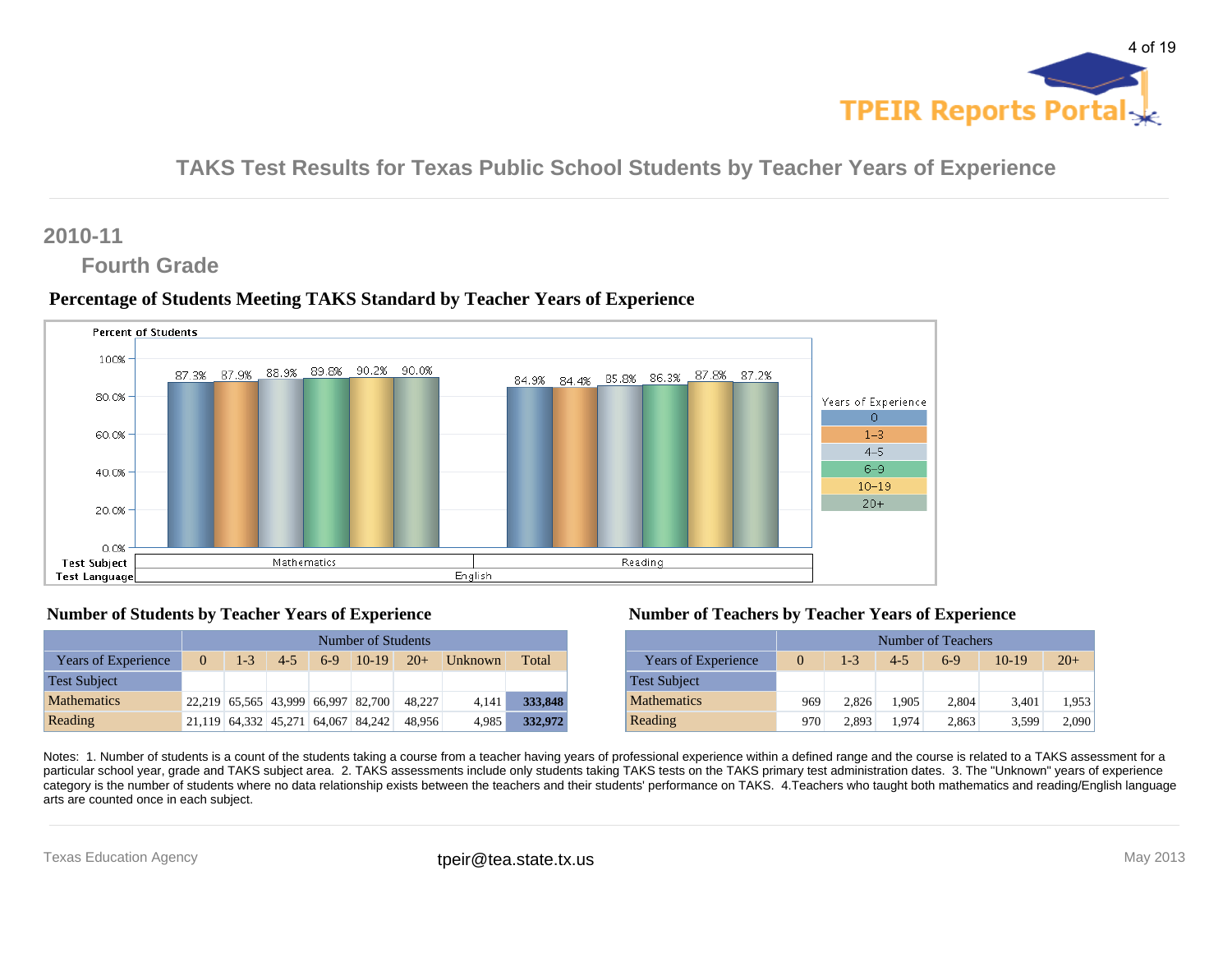# TAKS Test Results for Texas Public School Students by Teacher Years of Experience

## 2010-11

### Fourth Grade

#### Percentage of Students Meeting TAKS Standard by Teacher Years of Experience

| Test Language | Test Subject | 0 | 1-3 | 4-5 | 6-9 | 10-19 | 20+ |
|---|---|---|---|---|---|---|---|
| English | Mathematics | 87.3% | 87.9% | 88.9% | 89.8% | 90.2% | 90.0% |
| English | Reading | 84.9% | 84.4% | 85.8% | 86.3% | 87.8% | 87.2% |

#### Number of Students by Teacher Years of Experience

| | Number of Students | | | | | | | |
|---|---|---|---|---|---|---|---|---|
| Years of Experience | 0 | 1-3 | 4-5 | 6-9 | 10-19 | 20+ | Unknown | Total |
| Test Subject | | | | | | | | |
| Mathematics | 22,219 | 65,565 | 43,999 | 66,997 | 82,700 | 48,227 | 4,141 | **333,848** |
| Reading | 21,119 | 64,332 | 45,271 | 64,067 | 84,242 | 48,956 | 4,985 | **332,972** |

#### Number of Teachers by Teacher Years of Experience

| | Number of Teachers | | | | | |
|---|---|---|---|---|---|---|
| Years of Experience | 0 | 1-3 | 4-5 | 6-9 | 10-19 | 20+ |
| Test Subject | | | | | | |
| Mathematics | 969 | 2,826 | 1,905 | 2,804 | 3,401 | 1,953 |
| Reading | 970 | 2,893 | 1,974 | 2,863 | 3,599 | 2,090 |

Notes: 1. Number of students is a count of the students taking a course from a teacher having years of professional experience within a defined range and the course is related to a TAKS assessment for a particular school year, grade and TAKS subject area. 2. TAKS assessments include only students taking TAKS tests on the TAKS primary test administration dates. 3. The "Unknown" years of experience category is the number of students where no data relationship exists between the teachers and their students' performance on TAKS. 4.Teachers who taught both mathematics and reading/English language arts are counted once in each subject.

Texas Education Agency | tpeir@tea.state.tx.us | May 2013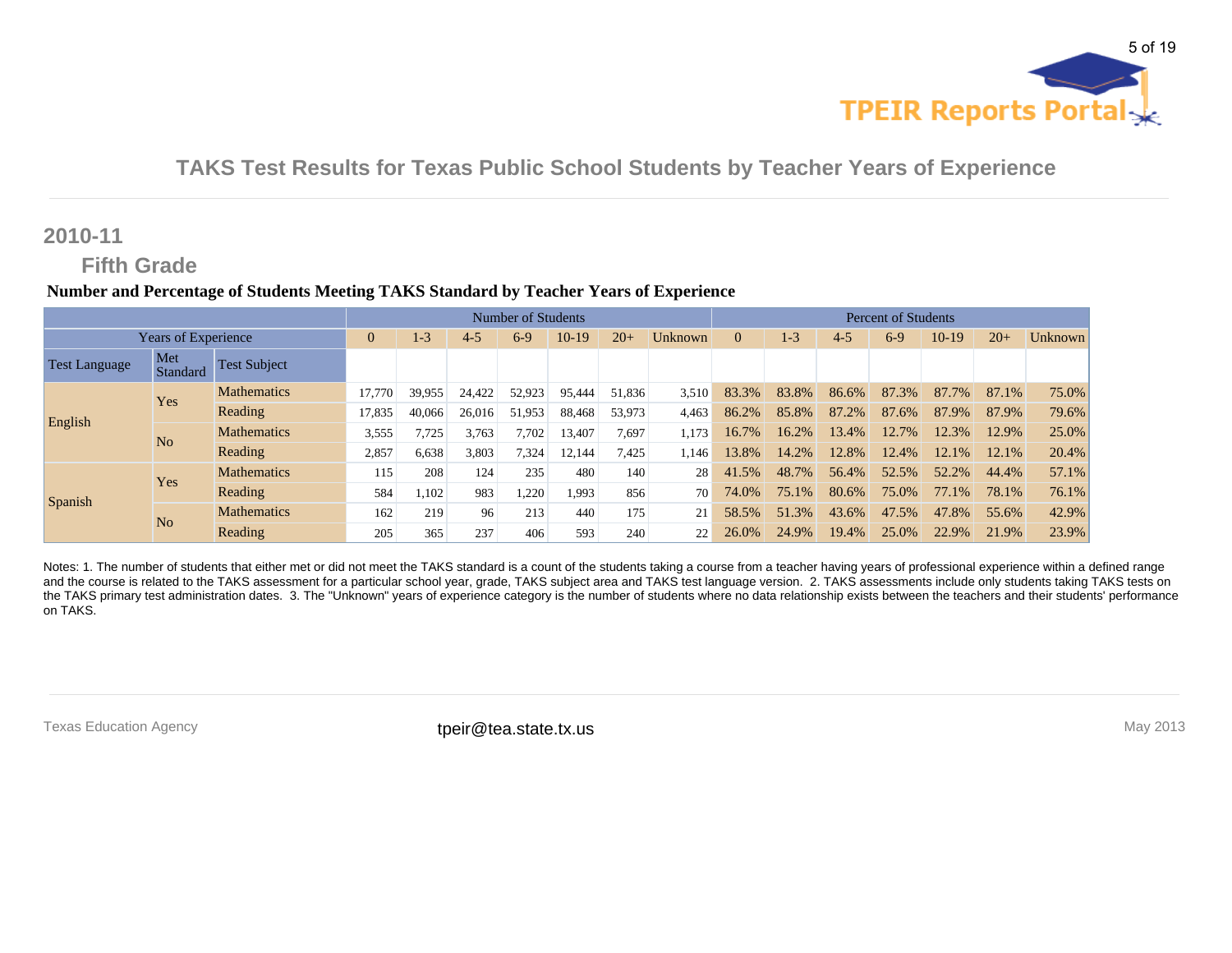# TAKS Test Results for Texas Public School Students by Teacher Years of Experience

## 2010-11

### Fifth Grade

**Number and Percentage of Students Meeting TAKS Standard by Teacher Years of Experience**

| | | | Number of Students | | | | | | | Percent of Students | | | | | | |
|---|---|---|---|---|---|---|---|---|---|---|---|---|---|---|---|---|
| Years of Experience | | | 0 | 1-3 | 4-5 | 6-9 | 10-19 | 20+ | Unknown | 0 | 1-3 | 4-5 | 6-9 | 10-19 | 20+ | Unknown |
| Test Language | Met Standard | Test Subject | | | | | | | | | | | | | | |
| English | Yes | Mathematics | 17,770 | 39,955 | 24,422 | 52,923 | 95,444 | 51,836 | 3,510 | 83.3% | 83.8% | 86.6% | 87.3% | 87.7% | 87.1% | 75.0% |
| | | Reading | 17,835 | 40,066 | 26,016 | 51,953 | 88,468 | 53,973 | 4,463 | 86.2% | 85.8% | 87.2% | 87.6% | 87.9% | 87.9% | 79.6% |
| | No | Mathematics | 3,555 | 7,725 | 3,763 | 7,702 | 13,407 | 7,697 | 1,173 | 16.7% | 16.2% | 13.4% | 12.7% | 12.3% | 12.9% | 25.0% |
| | | Reading | 2,857 | 6,638 | 3,803 | 7,324 | 12,144 | 7,425 | 1,146 | 13.8% | 14.2% | 12.8% | 12.4% | 12.1% | 12.1% | 20.4% |
| Spanish | Yes | Mathematics | 115 | 208 | 124 | 235 | 480 | 140 | 28 | 41.5% | 48.7% | 56.4% | 52.5% | 52.2% | 44.4% | 57.1% |
| | | Reading | 584 | 1,102 | 983 | 1,220 | 1,993 | 856 | 70 | 74.0% | 75.1% | 80.6% | 75.0% | 77.1% | 78.1% | 76.1% |
| | No | Mathematics | 162 | 219 | 96 | 213 | 440 | 175 | 21 | 58.5% | 51.3% | 43.6% | 47.5% | 47.8% | 55.6% | 42.9% |
| | | Reading | 205 | 365 | 237 | 406 | 593 | 240 | 22 | 26.0% | 24.9% | 19.4% | 25.0% | 22.9% | 21.9% | 23.9% |

Notes: 1. The number of students that either met or did not meet the TAKS standard is a count of the students taking a course from a teacher having years of professional experience within a defined range and the course is related to the TAKS assessment for a particular school year, grade, TAKS subject area and TAKS test language version. 2. TAKS assessments include only students taking TAKS tests on the TAKS primary test administration dates. 3. The "Unknown" years of experience category is the number of students where no data relationship exists between the teachers and their students' performance on TAKS.

Texas Education Agency | tpeir@tea.state.tx.us | May 2013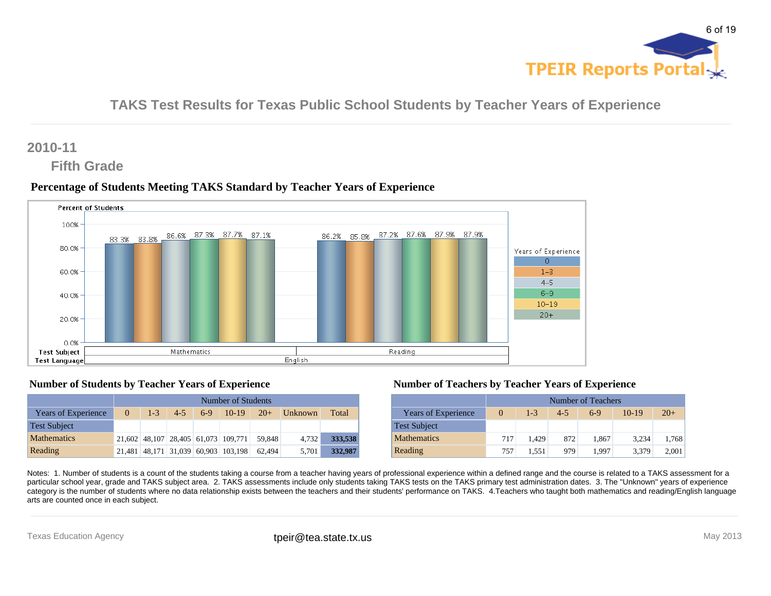# TAKS Test Results for Texas Public School Students by Teacher Years of Experience

## 2010-11

### Fifth Grade

### Percentage of Students Meeting TAKS Standard by Teacher Years of Experience

| Test Language | Test Subject | 0 | 1-3 | 4-5 | 6-9 | 10-19 | 20+ |
|---|---|---|---|---|---|---|---|
| English | Mathematics | 83.3% | 83.8% | 86.6% | 87.3% | 87.7% | 87.1% |
| English | Reading | 86.2% | 85.8% | 87.2% | 87.6% | 87.9% | 87.9% |

### Number of Students by Teacher Years of Experience

| | Number of Students | | | | | | | |
|---|---|---|---|---|---|---|---|---|
| Years of Experience | 0 | 1-3 | 4-5 | 6-9 | 10-19 | 20+ | Unknown | Total |
| Test Subject | | | | | | | | |
| Mathematics | 21,602 | 48,107 | 28,405 | 61,073 | 109,771 | 59,848 | 4,732 | **333,538** |
| Reading | 21,481 | 48,171 | 31,039 | 60,903 | 103,198 | 62,494 | 5,701 | **332,987** |

### Number of Teachers by Teacher Years of Experience

| | Number of Teachers | | | | | |
|---|---|---|---|---|---|---|
| Years of Experience | 0 | 1-3 | 4-5 | 6-9 | 10-19 | 20+ |
| Test Subject | | | | | | |
| Mathematics | 717 | 1,429 | 872 | 1,867 | 3,234 | 1,768 |
| Reading | 757 | 1,551 | 979 | 1,997 | 3,379 | 2,001 |

Notes: 1. Number of students is a count of the students taking a course from a teacher having years of professional experience within a defined range and the course is related to a TAKS assessment for a particular school year, grade and TAKS subject area. 2. TAKS assessments include only students taking TAKS tests on the TAKS primary test administration dates. 3. The "Unknown" years of experience category is the number of students where no data relationship exists between the teachers and their students' performance on TAKS. 4.Teachers who taught both mathematics and reading/English language arts are counted once in each subject.

Texas Education Agency    tpeir@tea.state.tx.us    May 2013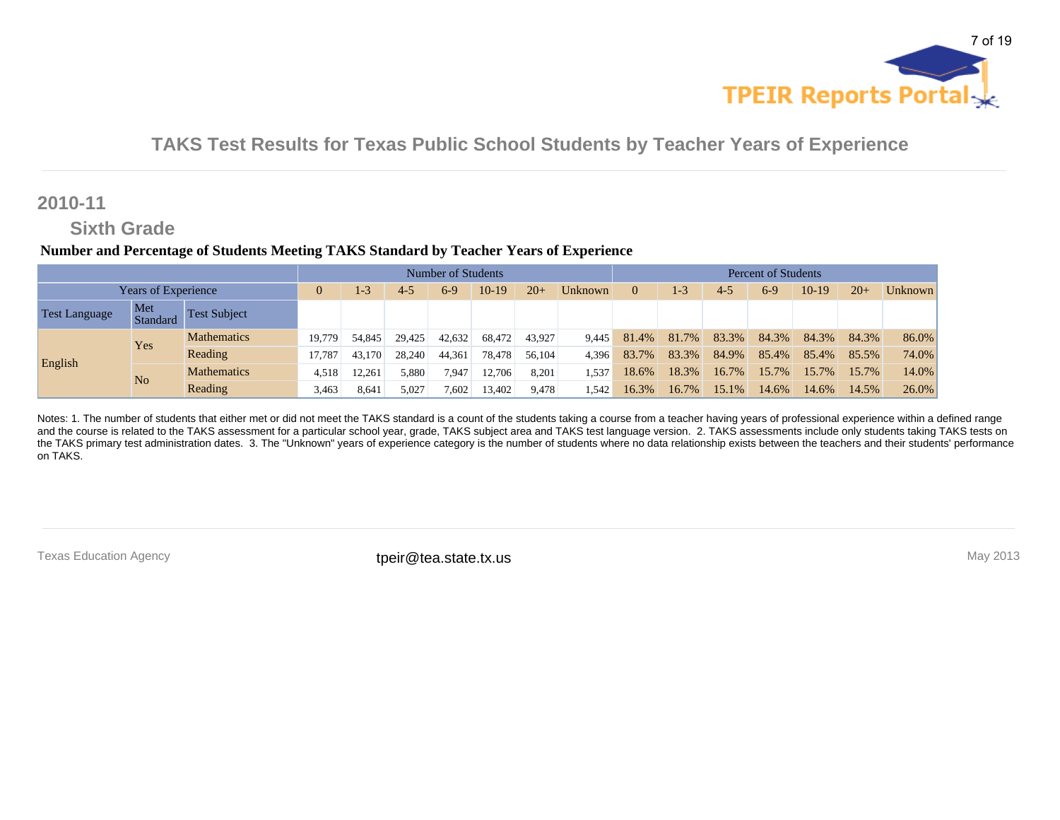# TAKS Test Results for Texas Public School Students by Teacher Years of Experience

## 2010-11

### Sixth Grade

**Number and Percentage of Students Meeting TAKS Standard by Teacher Years of Experience**

| | | | Number of Students | | | | | | | Percent of Students | | | | | | |
|---|---|---|---|---|---|---|---|---|---|---|---|---|---|---|---|---|
| Years of Experience | | | 0 | 1-3 | 4-5 | 6-9 | 10-19 | 20+ | Unknown | 0 | 1-3 | 4-5 | 6-9 | 10-19 | 20+ | Unknown |
| Test Language | Met Standard | Test Subject | | | | | | | | | | | | | | |
| English | Yes | Mathematics | 19,779 | 54,845 | 29,425 | 42,632 | 68,472 | 43,927 | 9,445 | 81.4% | 81.7% | 83.3% | 84.3% | 84.3% | 84.3% | 86.0% |
| | | Reading | 17,787 | 43,170 | 28,240 | 44,361 | 78,478 | 56,104 | 4,396 | 83.7% | 83.3% | 84.9% | 85.4% | 85.4% | 85.5% | 74.0% |
| | No | Mathematics | 4,518 | 12,261 | 5,880 | 7,947 | 12,706 | 8,201 | 1,537 | 18.6% | 18.3% | 16.7% | 15.7% | 15.7% | 15.7% | 14.0% |
| | | Reading | 3,463 | 8,641 | 5,027 | 7,602 | 13,402 | 9,478 | 1,542 | 16.3% | 16.7% | 15.1% | 14.6% | 14.6% | 14.5% | 26.0% |

Notes: 1. The number of students that either met or did not meet the TAKS standard is a count of the students taking a course from a teacher having years of professional experience within a defined range and the course is related to the TAKS assessment for a particular school year, grade, TAKS subject area and TAKS test language version. 2. TAKS assessments include only students taking TAKS tests on the TAKS primary test administration dates. 3. The "Unknown" years of experience category is the number of students where no data relationship exists between the teachers and their students' performance on TAKS.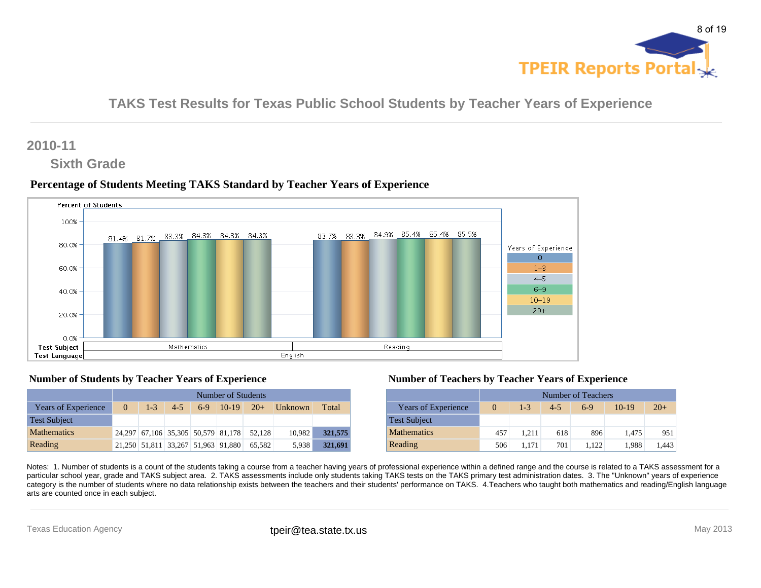# TAKS Test Results for Texas Public School Students by Teacher Years of Experience

## 2010-11

### Sixth Grade

### Percentage of Students Meeting TAKS Standard by Teacher Years of Experience

| Test Language | Test Subject | 0 | 1-3 | 4-5 | 6-9 | 10-19 | 20+ |
|---|---|---|---|---|---|---|---|
| English | Mathematics | 81.4% | 81.7% | 83.3% | 84.3% | 84.3% | 84.3% |
| English | Reading | 83.7% | 83.3% | 84.9% | 85.4% | 85.4% | 85.5% |

### Number of Students by Teacher Years of Experience

| | Number of Students | | | | | | | |
|---|---|---|---|---|---|---|---|---|
| Years of Experience | 0 | 1-3 | 4-5 | 6-9 | 10-19 | 20+ | Unknown | Total |
| Test Subject | | | | | | | | |
| Mathematics | 24,297 | 67,106 | 35,305 | 50,579 | 81,178 | 52,128 | 10,982 | **321,575** |
| Reading | 21,250 | 51,811 | 33,267 | 51,963 | 91,880 | 65,582 | 5,938 | **321,691** |

### Number of Teachers by Teacher Years of Experience

| | Number of Teachers | | | | | |
|---|---|---|---|---|---|---|
| Years of Experience | 0 | 1-3 | 4-5 | 6-9 | 10-19 | 20+ |
| Test Subject | | | | | | |
| Mathematics | 457 | 1,211 | 618 | 896 | 1,475 | 951 |
| Reading | 506 | 1,171 | 701 | 1,122 | 1,988 | 1,443 |

Notes: 1. Number of students is a count of the students taking a course from a teacher having years of professional experience within a defined range and the course is related to a TAKS assessment for a particular school year, grade and TAKS subject area. 2. TAKS assessments include only students taking TAKS tests on the TAKS primary test administration dates. 3. The "Unknown" years of experience category is the number of students where no data relationship exists between the teachers and their students' performance on TAKS. 4.Teachers who taught both mathematics and reading/English language arts are counted once in each subject.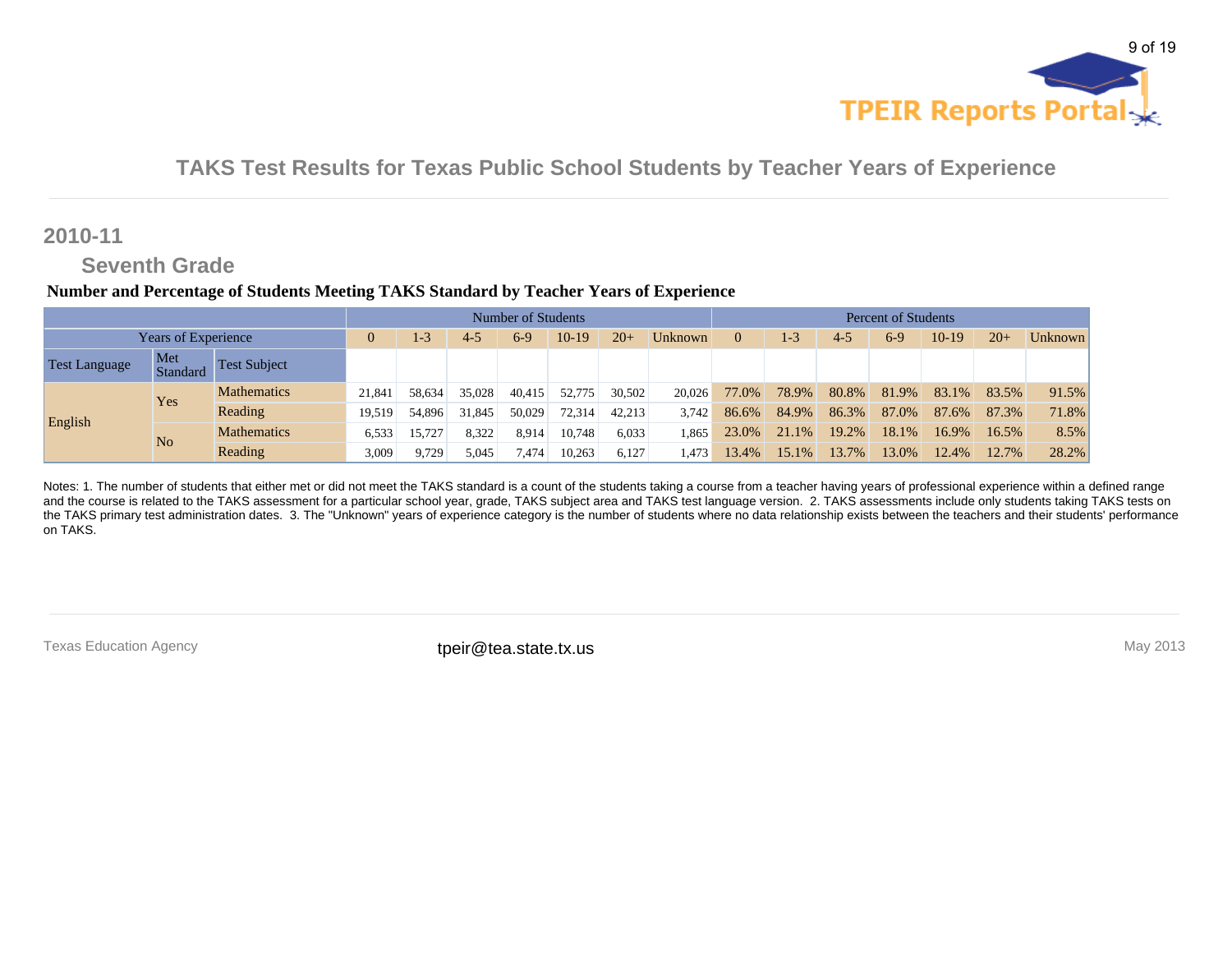## TAKS Test Results for Texas Public School Students by Teacher Years of Experience

## 2010-11

### Seventh Grade

**Number and Percentage of Students Meeting TAKS Standard by Teacher Years of Experience**

| | | | Number of Students | | | | | | | Percent of Students | | | | | | |
|---|---|---|---|---|---|---|---|---|---|---|---|---|---|---|---|---|
| Years of Experience | | | 0 | 1-3 | 4-5 | 6-9 | 10-19 | 20+ | Unknown | 0 | 1-3 | 4-5 | 6-9 | 10-19 | 20+ | Unknown |
| Test Language | Met Standard | Test Subject | | | | | | | | | | | | | | |
| English | Yes | Mathematics | 21,841 | 58,634 | 35,028 | 40,415 | 52,775 | 30,502 | 20,026 | 77.0% | 78.9% | 80.8% | 81.9% | 83.1% | 83.5% | 91.5% |
| | | Reading | 19,519 | 54,896 | 31,845 | 50,029 | 72,314 | 42,213 | 3,742 | 86.6% | 84.9% | 86.3% | 87.0% | 87.6% | 87.3% | 71.8% |
| | No | Mathematics | 6,533 | 15,727 | 8,322 | 8,914 | 10,748 | 6,033 | 1,865 | 23.0% | 21.1% | 19.2% | 18.1% | 16.9% | 16.5% | 8.5% |
| | | Reading | 3,009 | 9,729 | 5,045 | 7,474 | 10,263 | 6,127 | 1,473 | 13.4% | 15.1% | 13.7% | 13.0% | 12.4% | 12.7% | 28.2% |

Notes: 1. The number of students that either met or did not meet the TAKS standard is a count of the students taking a course from a teacher having years of professional experience within a defined range and the course is related to the TAKS assessment for a particular school year, grade, TAKS subject area and TAKS test language version. 2. TAKS assessments include only students taking TAKS tests on the TAKS primary test administration dates. 3. The "Unknown" years of experience category is the number of students where no data relationship exists between the teachers and their students' performance on TAKS.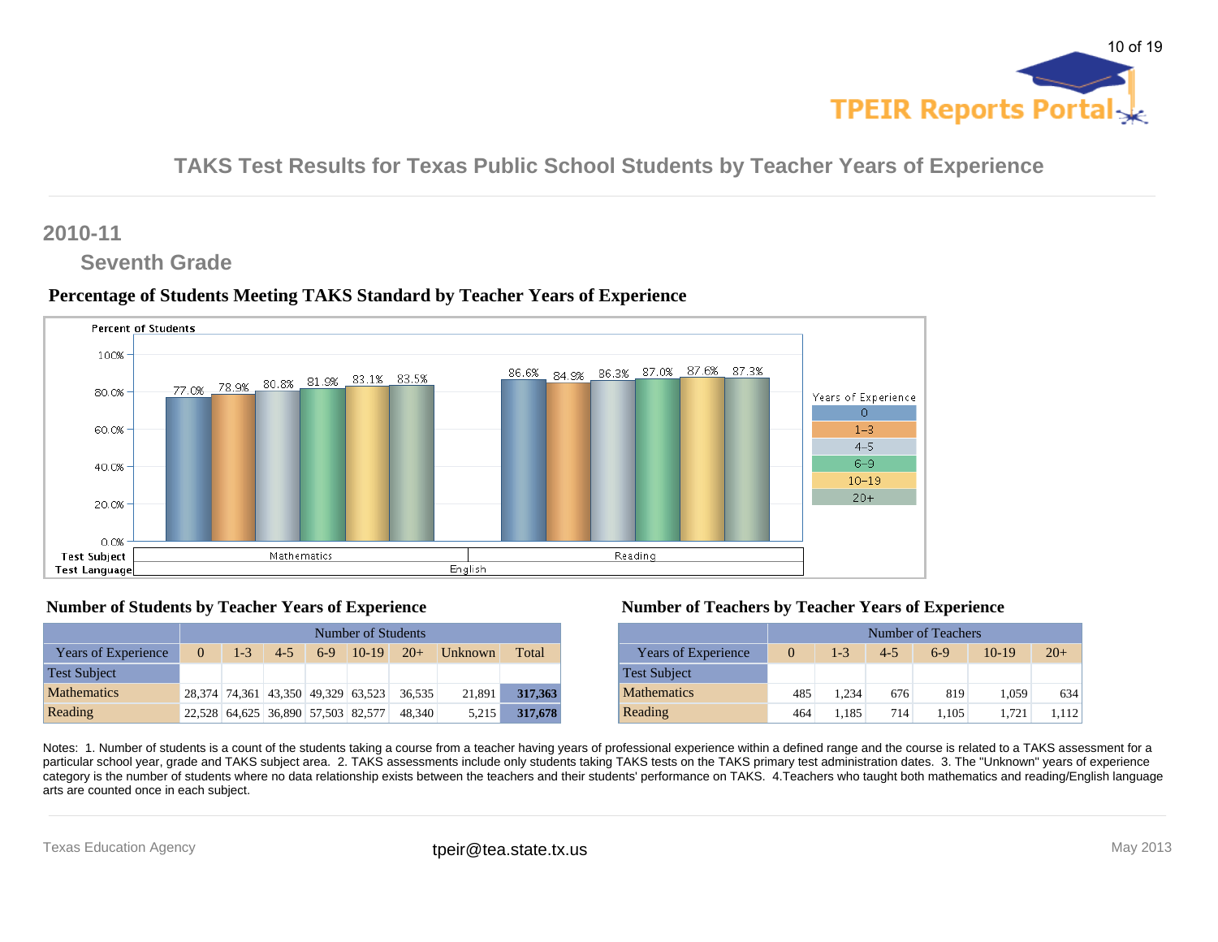## TAKS Test Results for Texas Public School Students by Teacher Years of Experience

### 2010-11

#### Seventh Grade

**Percentage of Students Meeting TAKS Standard by Teacher Years of Experience**

| Test Language | Test Subject | 0 | 1-3 | 4-5 | 6-9 | 10-19 | 20+ |
|---|---|---|---|---|---|---|---|
| English | Mathematics | 77.0% | 78.9% | 80.8% | 81.9% | 83.1% | 83.5% |
| English | Reading | 86.6% | 84.9% | 86.3% | 87.0% | 87.6% | 87.3% |

**Number of Students by Teacher Years of Experience**

| | Number of Students | | | | | | | |
|---|---|---|---|---|---|---|---|---|
| Years of Experience | 0 | 1-3 | 4-5 | 6-9 | 10-19 | 20+ | Unknown | Total |
| Test Subject | | | | | | | | |
| Mathematics | 28,374 | 74,361 | 43,350 | 49,329 | 63,523 | 36,535 | 21,891 | **317,363** |
| Reading | 22,528 | 64,625 | 36,890 | 57,503 | 82,577 | 48,340 | 5,215 | **317,678** |

**Number of Teachers by Teacher Years of Experience**

| | Number of Teachers | | | | | |
|---|---|---|---|---|---|---|
| Years of Experience | 0 | 1-3 | 4-5 | 6-9 | 10-19 | 20+ |
| Test Subject | | | | | | |
| Mathematics | 485 | 1,234 | 676 | 819 | 1,059 | 634 |
| Reading | 464 | 1,185 | 714 | 1,105 | 1,721 | 1,112 |

Notes: 1. Number of students is a count of the students taking a course from a teacher having years of professional experience within a defined range and the course is related to a TAKS assessment for a particular school year, grade and TAKS subject area. 2. TAKS assessments include only students taking TAKS tests on the TAKS primary test administration dates. 3. The "Unknown" years of experience category is the number of students where no data relationship exists between the teachers and their students' performance on TAKS. 4.Teachers who taught both mathematics and reading/English language arts are counted once in each subject.

Texas Education Agency tpeir@tea.state.tx.us May 2013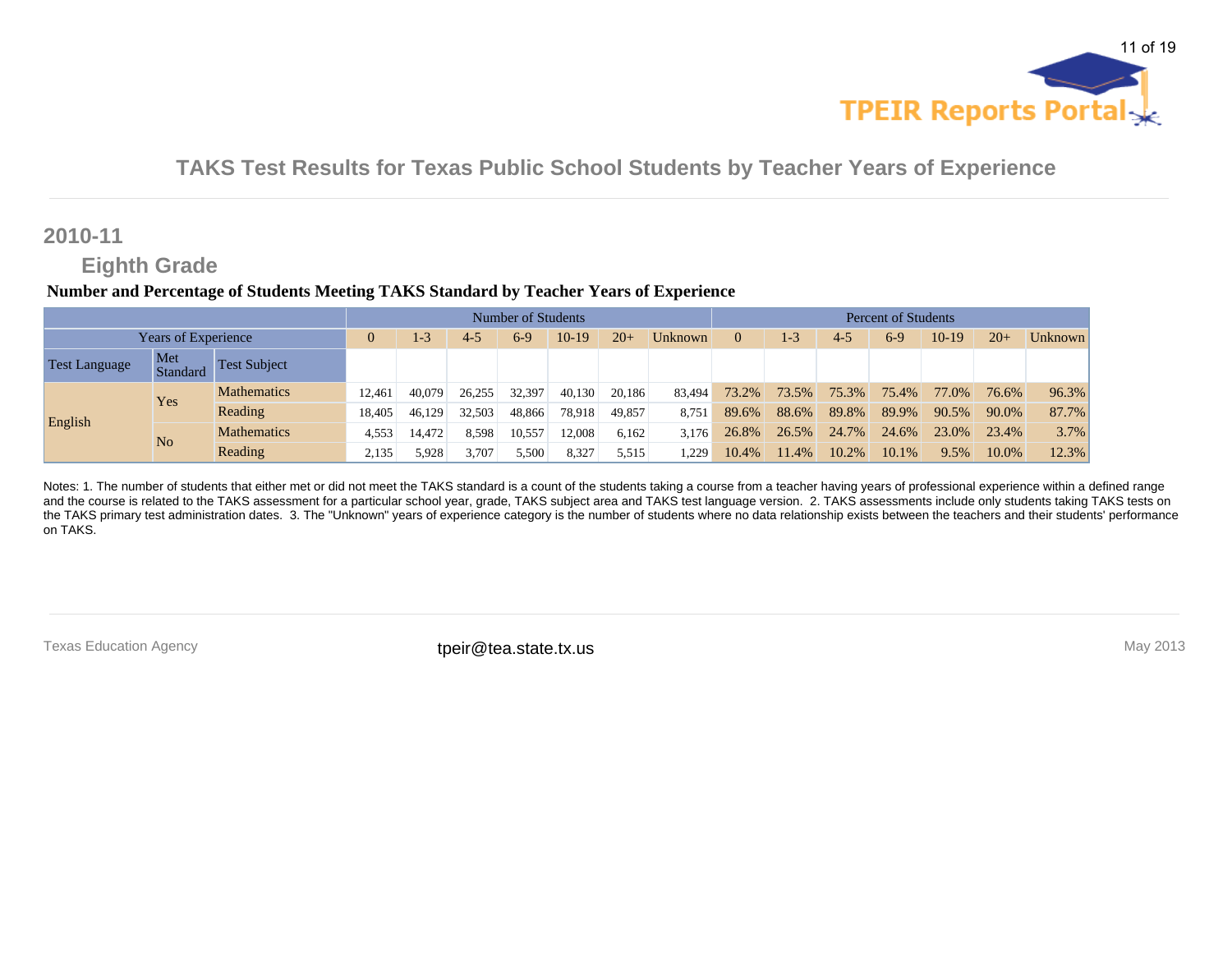# TAKS Test Results for Texas Public School Students by Teacher Years of Experience

## 2010-11

### Eighth Grade

**Number and Percentage of Students Meeting TAKS Standard by Teacher Years of Experience**

| | | | Number of Students | | | | | | | Percent of Students | | | | | | |
|---|---|---|---|---|---|---|---|---|---|---|---|---|---|---|---|---|
| Years of Experience | | | 0 | 1-3 | 4-5 | 6-9 | 10-19 | 20+ | Unknown | 0 | 1-3 | 4-5 | 6-9 | 10-19 | 20+ | Unknown |
| Test Language | Met Standard | Test Subject | | | | | | | | | | | | | | |
| English | Yes | Mathematics | 12,461 | 40,079 | 26,255 | 32,397 | 40,130 | 20,186 | 83,494 | 73.2% | 73.5% | 75.3% | 75.4% | 77.0% | 76.6% | 96.3% |
| | | Reading | 18,405 | 46,129 | 32,503 | 48,866 | 78,918 | 49,857 | 8,751 | 89.6% | 88.6% | 89.8% | 89.9% | 90.5% | 90.0% | 87.7% |
| | No | Mathematics | 4,553 | 14,472 | 8,598 | 10,557 | 12,008 | 6,162 | 3,176 | 26.8% | 26.5% | 24.7% | 24.6% | 23.0% | 23.4% | 3.7% |
| | | Reading | 2,135 | 5,928 | 3,707 | 5,500 | 8,327 | 5,515 | 1,229 | 10.4% | 11.4% | 10.2% | 10.1% | 9.5% | 10.0% | 12.3% |

Notes: 1. The number of students that either met or did not meet the TAKS standard is a count of the students taking a course from a teacher having years of professional experience within a defined range and the course is related to the TAKS assessment for a particular school year, grade, TAKS subject area and TAKS test language version. 2. TAKS assessments include only students taking TAKS tests on the TAKS primary test administration dates. 3. The "Unknown" years of experience category is the number of students where no data relationship exists between the teachers and their students' performance on TAKS.

Texas Education Agency — tpeir@tea.state.tx.us — May 2013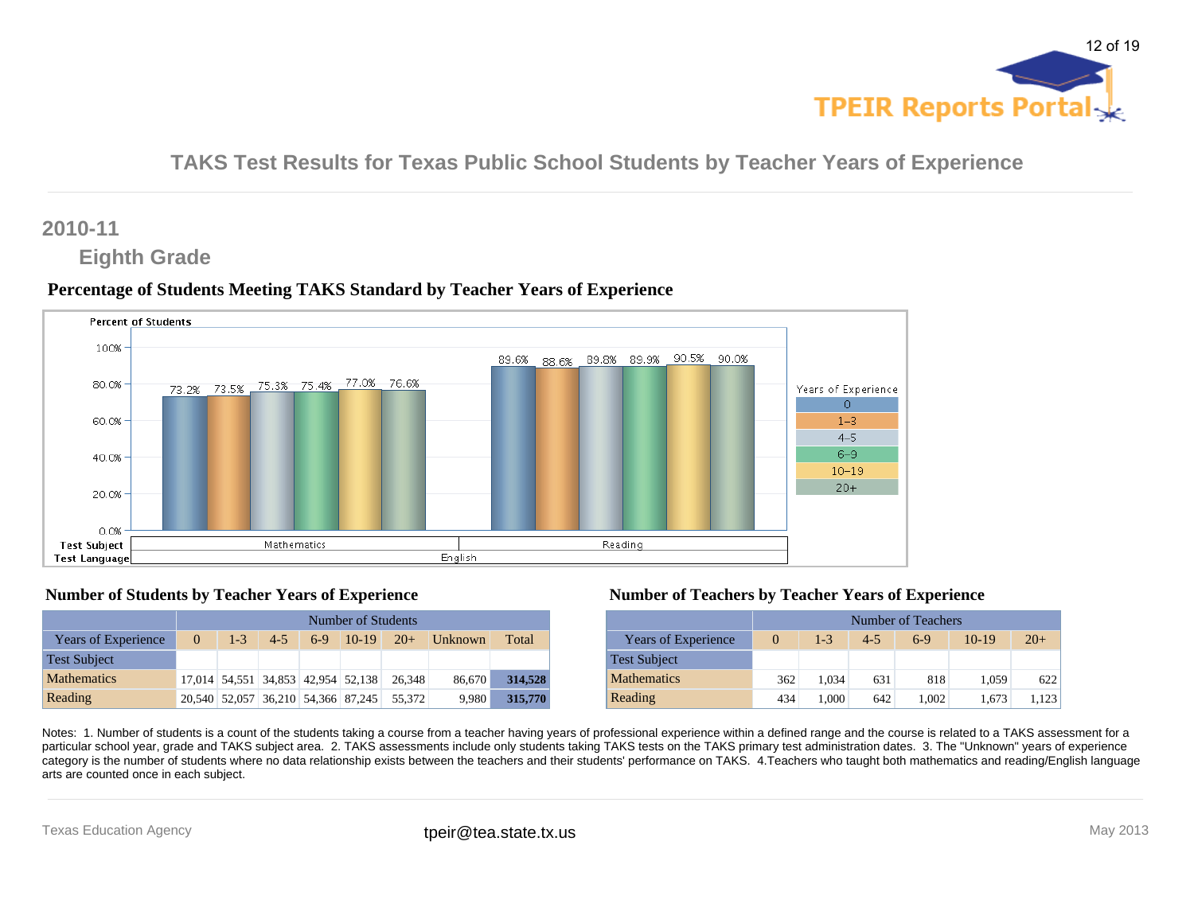# TAKS Test Results for Texas Public School Students by Teacher Years of Experience

## 2010-11

### Eighth Grade

**Percentage of Students Meeting TAKS Standard by Teacher Years of Experience**

| Test Language | Test Subject | 0 | 1-3 | 4-5 | 6-9 | 10-19 | 20+ |
|---|---|---|---|---|---|---|---|
| English | Mathematics | 73.2% | 73.5% | 75.3% | 75.4% | 77.0% | 76.6% |
| English | Reading | 89.6% | 88.6% | 89.8% | 89.9% | 90.5% | 90.0% |

**Number of Students by Teacher Years of Experience**

| | Number of Students | | | | | | | |
|---|---|---|---|---|---|---|---|---|
| Years of Experience | 0 | 1-3 | 4-5 | 6-9 | 10-19 | 20+ | Unknown | Total |
| Test Subject | | | | | | | | |
| Mathematics | 17,014 | 54,551 | 34,853 | 42,954 | 52,138 | 26,348 | 86,670 | **314,528** |
| Reading | 20,540 | 52,057 | 36,210 | 54,366 | 87,245 | 55,372 | 9,980 | **315,770** |

**Number of Teachers by Teacher Years of Experience**

| | Number of Teachers | | | | | |
|---|---|---|---|---|---|---|
| Years of Experience | 0 | 1-3 | 4-5 | 6-9 | 10-19 | 20+ |
| Test Subject | | | | | | |
| Mathematics | 362 | 1,034 | 631 | 818 | 1,059 | 622 |
| Reading | 434 | 1,000 | 642 | 1,002 | 1,673 | 1,123 |

Notes: 1. Number of students is a count of the students taking a course from a teacher having years of professional experience within a defined range and the course is related to a TAKS assessment for a particular school year, grade and TAKS subject area. 2. TAKS assessments include only students taking TAKS tests on the TAKS primary test administration dates. 3. The "Unknown" years of experience category is the number of students where no data relationship exists between the teachers and their students' performance on TAKS. 4.Teachers who taught both mathematics and reading/English language arts are counted once in each subject.

Texas Education Agency tpeir@tea.state.tx.us May 2013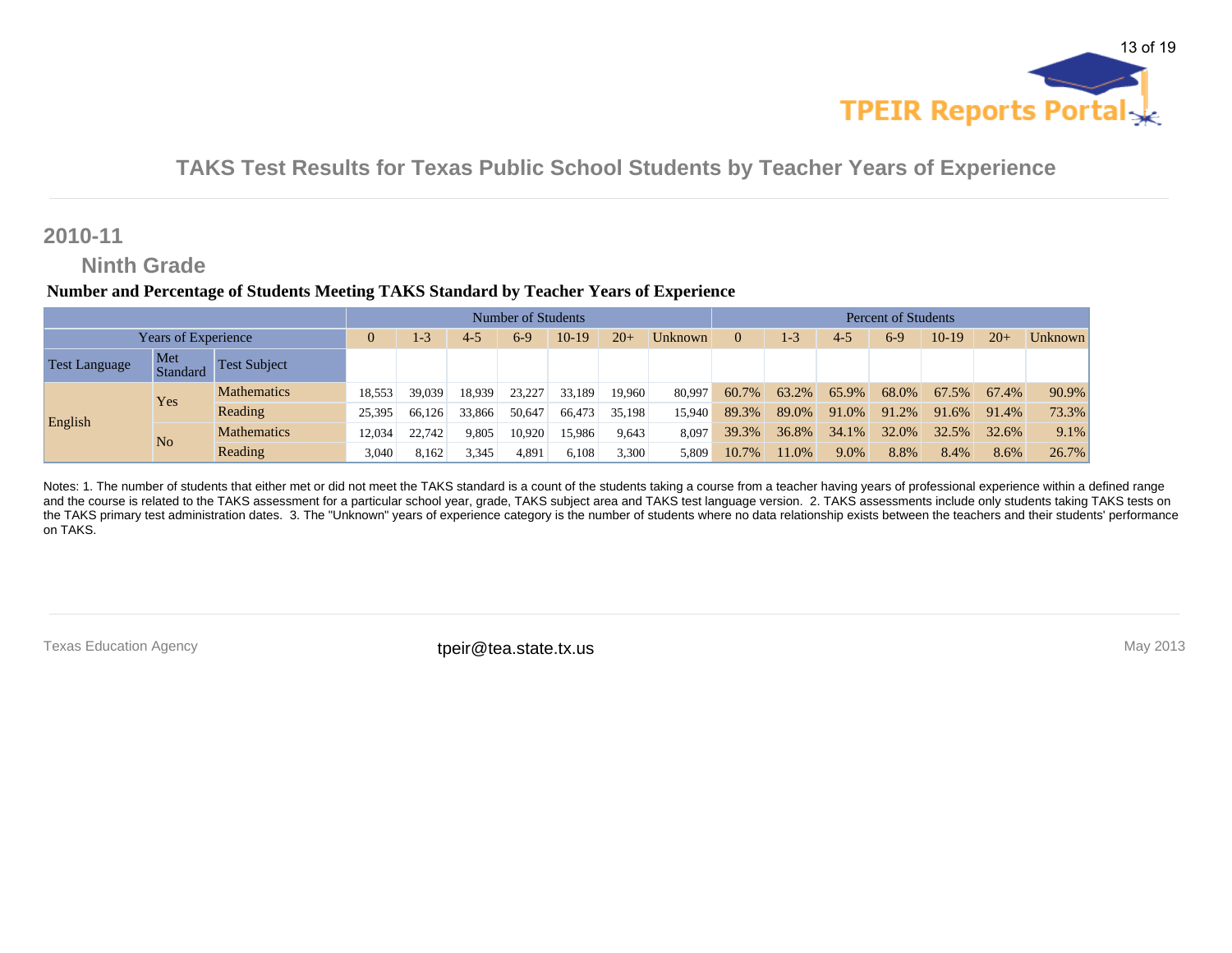## TAKS Test Results for Texas Public School Students by Teacher Years of Experience

### 2010-11

### Ninth Grade

**Number and Percentage of Students Meeting TAKS Standard by Teacher Years of Experience**

| | | | Number of Students | | | | | | | Percent of Students | | | | | | |
|---|---|---|---|---|---|---|---|---|---|---|---|---|---|---|---|---|
| Years of Experience | | | 0 | 1-3 | 4-5 | 6-9 | 10-19 | 20+ | Unknown | 0 | 1-3 | 4-5 | 6-9 | 10-19 | 20+ | Unknown |
| Test Language | Met Standard | Test Subject | | | | | | | | | | | | | | |
| English | Yes | Mathematics | 18,553 | 39,039 | 18,939 | 23,227 | 33,189 | 19,960 | 80,997 | 60.7% | 63.2% | 65.9% | 68.0% | 67.5% | 67.4% | 90.9% |
| | | Reading | 25,395 | 66,126 | 33,866 | 50,647 | 66,473 | 35,198 | 15,940 | 89.3% | 89.0% | 91.0% | 91.2% | 91.6% | 91.4% | 73.3% |
| | No | Mathematics | 12,034 | 22,742 | 9,805 | 10,920 | 15,986 | 9,643 | 8,097 | 39.3% | 36.8% | 34.1% | 32.0% | 32.5% | 32.6% | 9.1% |
| | | Reading | 3,040 | 8,162 | 3,345 | 4,891 | 6,108 | 3,300 | 5,809 | 10.7% | 11.0% | 9.0% | 8.8% | 8.4% | 8.6% | 26.7% |

Notes: 1. The number of students that either met or did not meet the TAKS standard is a count of the students taking a course from a teacher having years of professional experience within a defined range and the course is related to the TAKS assessment for a particular school year, grade, TAKS subject area and TAKS test language version. 2. TAKS assessments include only students taking TAKS tests on the TAKS primary test administration dates. 3. The "Unknown" years of experience category is the number of students where no data relationship exists between the teachers and their students' performance on TAKS.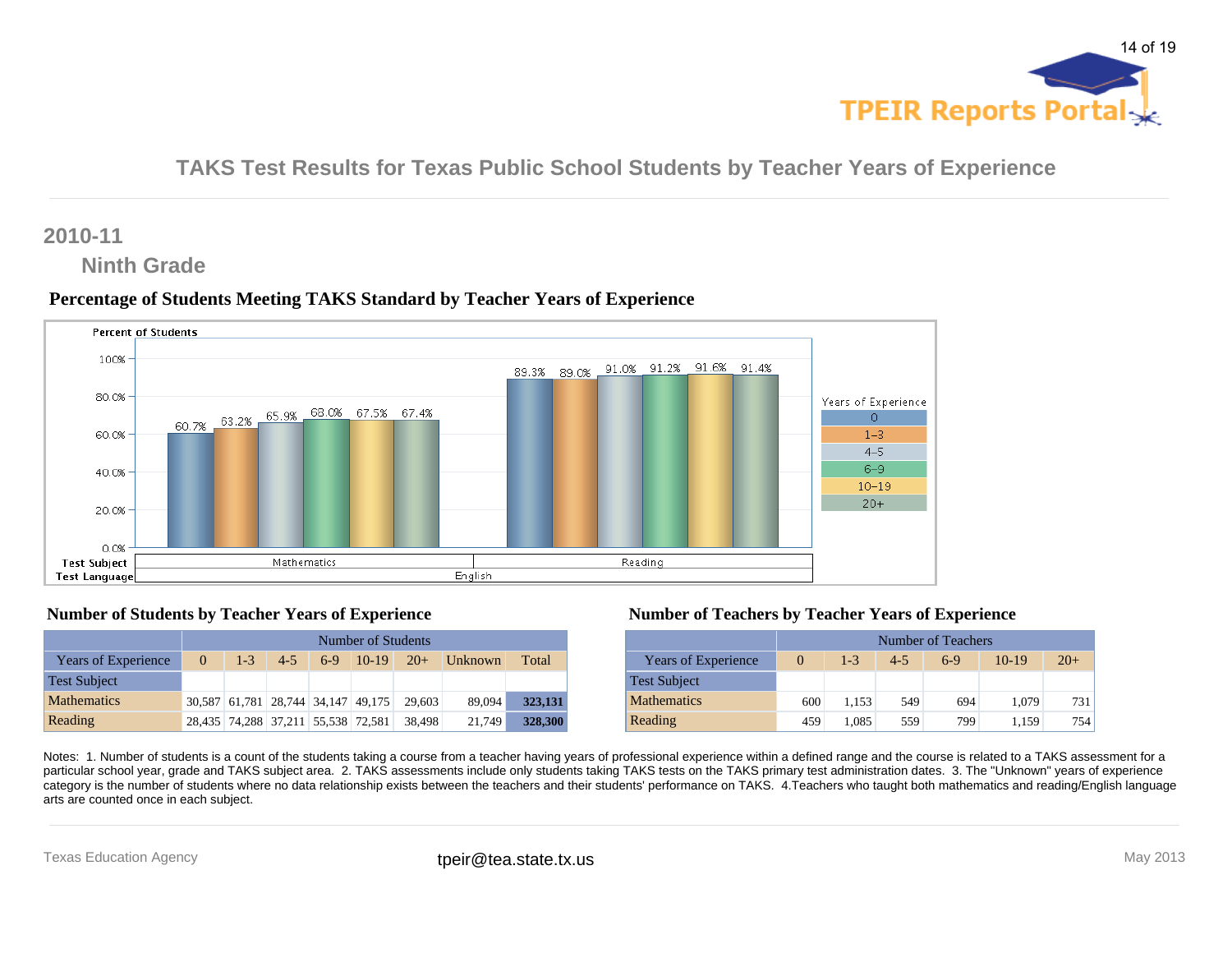# TAKS Test Results for Texas Public School Students by Teacher Years of Experience

## 2010-11

### Ninth Grade

**Percentage of Students Meeting TAKS Standard by Teacher Years of Experience**

| Test Language | Test Subject | 0 | 1-3 | 4-5 | 6-9 | 10-19 | 20+ |
|---|---|---|---|---|---|---|---|
| English | Mathematics | 60.7% | 63.2% | 65.9% | 68.0% | 67.5% | 67.4% |
| English | Reading | 89.3% | 89.0% | 91.0% | 91.2% | 91.6% | 91.4% |

**Number of Students by Teacher Years of Experience**

| | Number of Students | | | | | | | |
|---|---|---|---|---|---|---|---|---|
| Years of Experience | 0 | 1-3 | 4-5 | 6-9 | 10-19 | 20+ | Unknown | Total |
| Test Subject | | | | | | | | |
| Mathematics | 30,587 | 61,781 | 28,744 | 34,147 | 49,175 | 29,603 | 89,094 | **323,131** |
| Reading | 28,435 | 74,288 | 37,211 | 55,538 | 72,581 | 38,498 | 21,749 | **328,300** |

**Number of Teachers by Teacher Years of Experience**

| | Number of Teachers | | | | | |
|---|---|---|---|---|---|---|
| Years of Experience | 0 | 1-3 | 4-5 | 6-9 | 10-19 | 20+ |
| Test Subject | | | | | | |
| Mathematics | 600 | 1,153 | 549 | 694 | 1,079 | 731 |
| Reading | 459 | 1,085 | 559 | 799 | 1,159 | 754 |

Notes: 1. Number of students is a count of the students taking a course from a teacher having years of professional experience within a defined range and the course is related to a TAKS assessment for a particular school year, grade and TAKS subject area. 2. TAKS assessments include only students taking TAKS tests on the TAKS primary test administration dates. 3. The "Unknown" years of experience category is the number of students where no data relationship exists between the teachers and their students' performance on TAKS. 4.Teachers who taught both mathematics and reading/English language arts are counted once in each subject.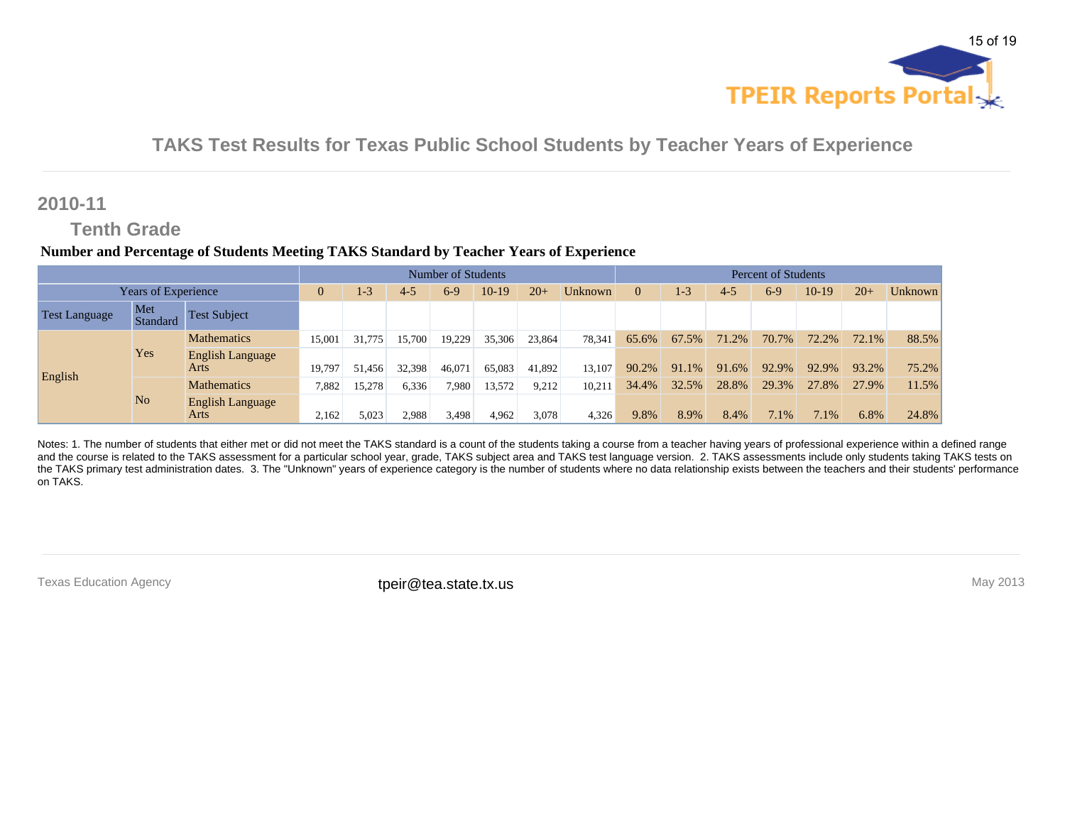## TAKS Test Results for Texas Public School Students by Teacher Years of Experience

### 2010-11

#### Tenth Grade

**Number and Percentage of Students Meeting TAKS Standard by Teacher Years of Experience**

| | | | Number of Students | | | | | | | Percent of Students | | | | | | |
|---|---|---|---|---|---|---|---|---|---|---|---|---|---|---|---|---|
| Years of Experience | | | 0 | 1-3 | 4-5 | 6-9 | 10-19 | 20+ | Unknown | 0 | 1-3 | 4-5 | 6-9 | 10-19 | 20+ | Unknown |
| Test Language | Met Standard | Test Subject | | | | | | | | | | | | | | |
| English | Yes | Mathematics | 15,001 | 31,775 | 15,700 | 19,229 | 35,306 | 23,864 | 78,341 | 65.6% | 67.5% | 71.2% | 70.7% | 72.2% | 72.1% | 88.5% |
| | | English Language Arts | 19,797 | 51,456 | 32,398 | 46,071 | 65,083 | 41,892 | 13,107 | 90.2% | 91.1% | 91.6% | 92.9% | 92.9% | 93.2% | 75.2% |
| | No | Mathematics | 7,882 | 15,278 | 6,336 | 7,980 | 13,572 | 9,212 | 10,211 | 34.4% | 32.5% | 28.8% | 29.3% | 27.8% | 27.9% | 11.5% |
| | | English Language Arts | 2,162 | 5,023 | 2,988 | 3,498 | 4,962 | 3,078 | 4,326 | 9.8% | 8.9% | 8.4% | 7.1% | 7.1% | 6.8% | 24.8% |

Notes: 1. The number of students that either met or did not meet the TAKS standard is a count of the students taking a course from a teacher having years of professional experience within a defined range and the course is related to the TAKS assessment for a particular school year, grade, TAKS subject area and TAKS test language version. 2. TAKS assessments include only students taking TAKS tests on the TAKS primary test administration dates. 3. The "Unknown" years of experience category is the number of students where no data relationship exists between the teachers and their students' performance on TAKS.

Texas Education Agency tpeir@tea.state.tx.us May 2013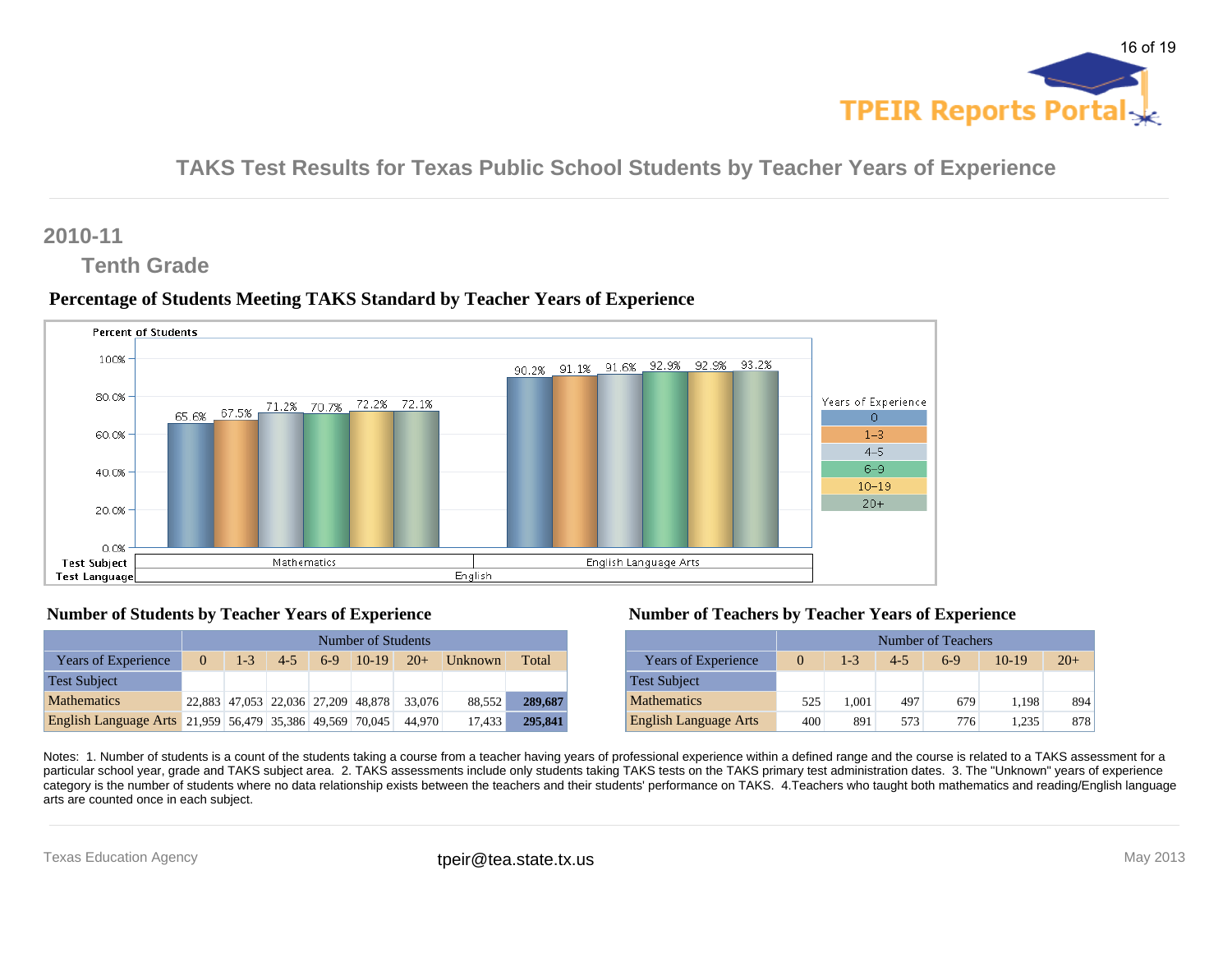# TAKS Test Results for Texas Public School Students by Teacher Years of Experience

## 2010-11

### Tenth Grade

**Percentage of Students Meeting TAKS Standard by Teacher Years of Experience**

| Test Language | Test Subject | 0 | 1-3 | 4-5 | 6-9 | 10-19 | 20+ |
|---|---|---|---|---|---|---|---|
| English | Mathematics | 65.6% | 67.5% | 71.2% | 70.7% | 72.2% | 72.1% |
| English | English Language Arts | 90.2% | 91.1% | 91.6% | 92.9% | 92.9% | 93.2% |

**Number of Students by Teacher Years of Experience**

| | Number of Students | | | | | | | |
|---|---|---|---|---|---|---|---|---|
| Years of Experience | 0 | 1-3 | 4-5 | 6-9 | 10-19 | 20+ | Unknown | Total |
| Test Subject | | | | | | | | |
| Mathematics | 22,883 | 47,053 | 22,036 | 27,209 | 48,878 | 33,076 | 88,552 | **289,687** |
| English Language Arts | 21,959 | 56,479 | 35,386 | 49,569 | 70,045 | 44,970 | 17,433 | **295,841** |

**Number of Teachers by Teacher Years of Experience**

| | Number of Teachers | | | | | |
|---|---|---|---|---|---|---|
| Years of Experience | 0 | 1-3 | 4-5 | 6-9 | 10-19 | 20+ |
| Test Subject | | | | | | |
| Mathematics | 525 | 1,001 | 497 | 679 | 1,198 | 894 |
| English Language Arts | 400 | 891 | 573 | 776 | 1,235 | 878 |

Notes: 1. Number of students is a count of the students taking a course from a teacher having years of professional experience within a defined range and the course is related to a TAKS assessment for a particular school year, grade and TAKS subject area. 2. TAKS assessments include only students taking TAKS tests on the TAKS primary test administration dates. 3. The "Unknown" years of experience category is the number of students where no data relationship exists between the teachers and their students' performance on TAKS. 4.Teachers who taught both mathematics and reading/English language arts are counted once in each subject.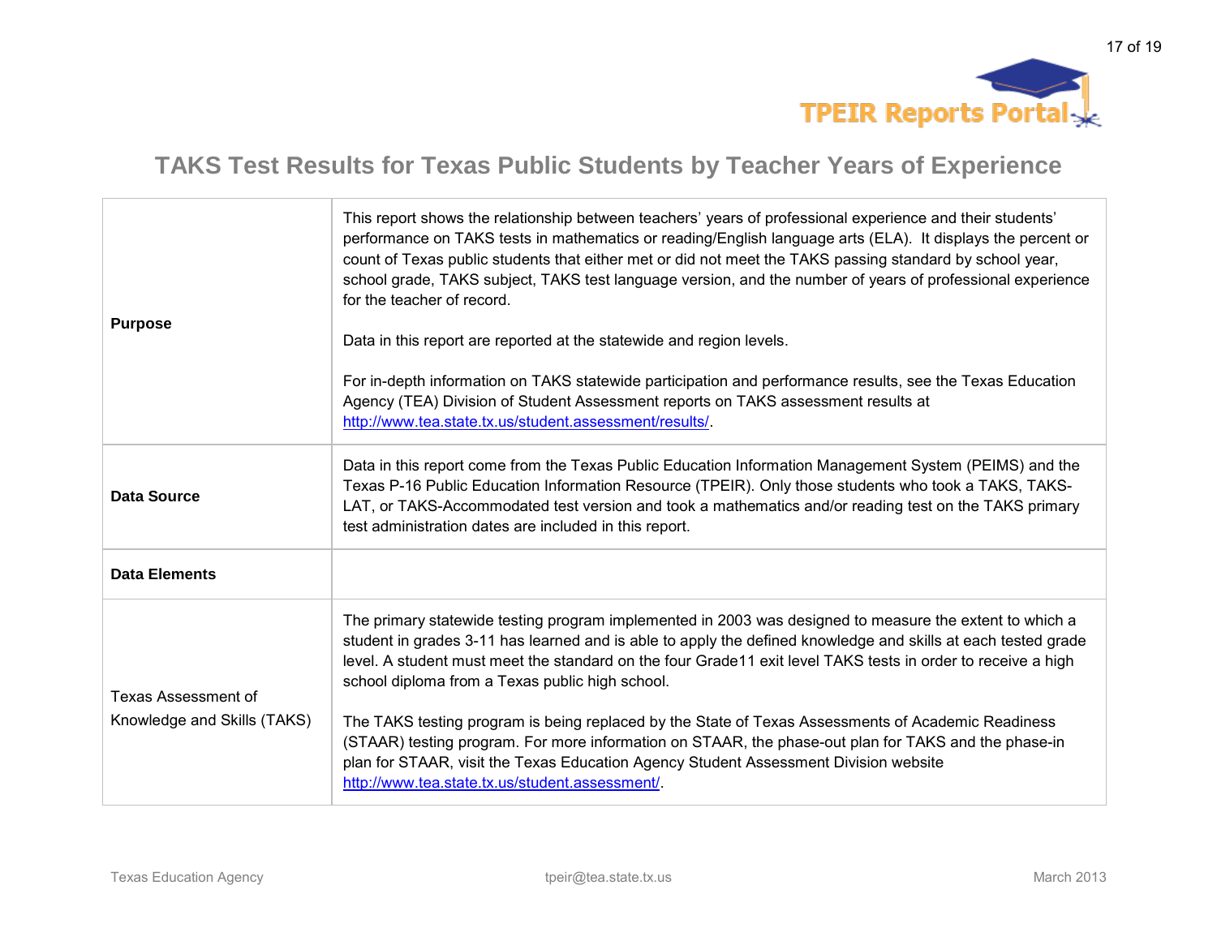## TAKS Test Results for Texas Public Students by Teacher Years of Experience

| | |
|---|---|
| **Purpose** | This report shows the relationship between teachers' years of professional experience and their students' performance on TAKS tests in mathematics or reading/English language arts (ELA). It displays the percent or count of Texas public students that either met or did not meet the TAKS passing standard by school year, school grade, TAKS subject, TAKS test language version, and the number of years of professional experience for the teacher of record.<br><br>Data in this report are reported at the statewide and region levels.<br><br>For in-depth information on TAKS statewide participation and performance results, see the Texas Education Agency (TEA) Division of Student Assessment reports on TAKS assessment results at http://www.tea.state.tx.us/student.assessment/results/. |
| **Data Source** | Data in this report come from the Texas Public Education Information Management System (PEIMS) and the Texas P-16 Public Education Information Resource (TPEIR). Only those students who took a TAKS, TAKS-LAT, or TAKS-Accommodated test version and took a mathematics and/or reading test on the TAKS primary test administration dates are included in this report. |
| **Data Elements** | |
| Texas Assessment of Knowledge and Skills (TAKS) | The primary statewide testing program implemented in 2003 was designed to measure the extent to which a student in grades 3-11 has learned and is able to apply the defined knowledge and skills at each tested grade level. A student must meet the standard on the four Grade11 exit level TAKS tests in order to receive a high school diploma from a Texas public high school.<br><br>The TAKS testing program is being replaced by the State of Texas Assessments of Academic Readiness (STAAR) testing program. For more information on STAAR, the phase-out plan for TAKS and the phase-in plan for STAAR, visit the Texas Education Agency Student Assessment Division website http://www.tea.state.tx.us/student.assessment/. |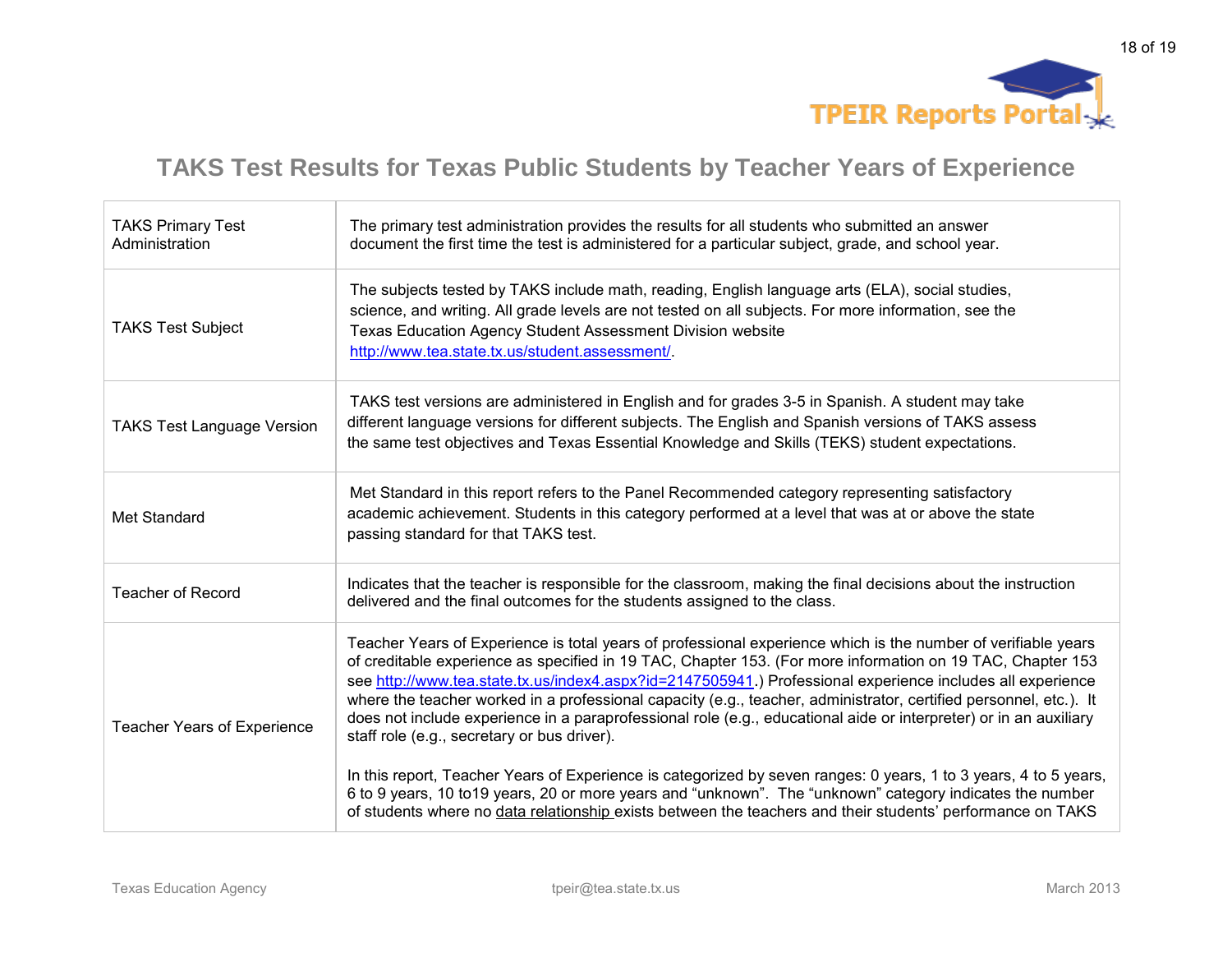# TAKS Test Results for Texas Public Students by Teacher Years of Experience

| | |
|---|---|
| TAKS Primary Test Administration | The primary test administration provides the results for all students who submitted an answer document the first time the test is administered for a particular subject, grade, and school year. |
| TAKS Test Subject | The subjects tested by TAKS include math, reading, English language arts (ELA), social studies, science, and writing. All grade levels are not tested on all subjects. For more information, see the Texas Education Agency Student Assessment Division website http://www.tea.state.tx.us/student.assessment/. |
| TAKS Test Language Version | TAKS test versions are administered in English and for grades 3-5 in Spanish. A student may take different language versions for different subjects. The English and Spanish versions of TAKS assess the same test objectives and Texas Essential Knowledge and Skills (TEKS) student expectations. |
| Met Standard | Met Standard in this report refers to the Panel Recommended category representing satisfactory academic achievement. Students in this category performed at a level that was at or above the state passing standard for that TAKS test. |
| Teacher of Record | Indicates that the teacher is responsible for the classroom, making the final decisions about the instruction delivered and the final outcomes for the students assigned to the class. |
| Teacher Years of Experience | Teacher Years of Experience is total years of professional experience which is the number of verifiable years of creditable experience as specified in 19 TAC, Chapter 153. (For more information on 19 TAC, Chapter 153 see http://www.tea.state.tx.us/index4.aspx?id=2147505941.) Professional experience includes all experience where the teacher worked in a professional capacity (e.g., teacher, administrator, certified personnel, etc.). It does not include experience in a paraprofessional role (e.g., educational aide or interpreter) or in an auxiliary staff role (e.g., secretary or bus driver).<br><br>In this report, Teacher Years of Experience is categorized by seven ranges: 0 years, 1 to 3 years, 4 to 5 years, 6 to 9 years, 10 to19 years, 20 or more years and "unknown". The "unknown" category indicates the number of students where no data relationship exists between the teachers and their students' performance on TAKS |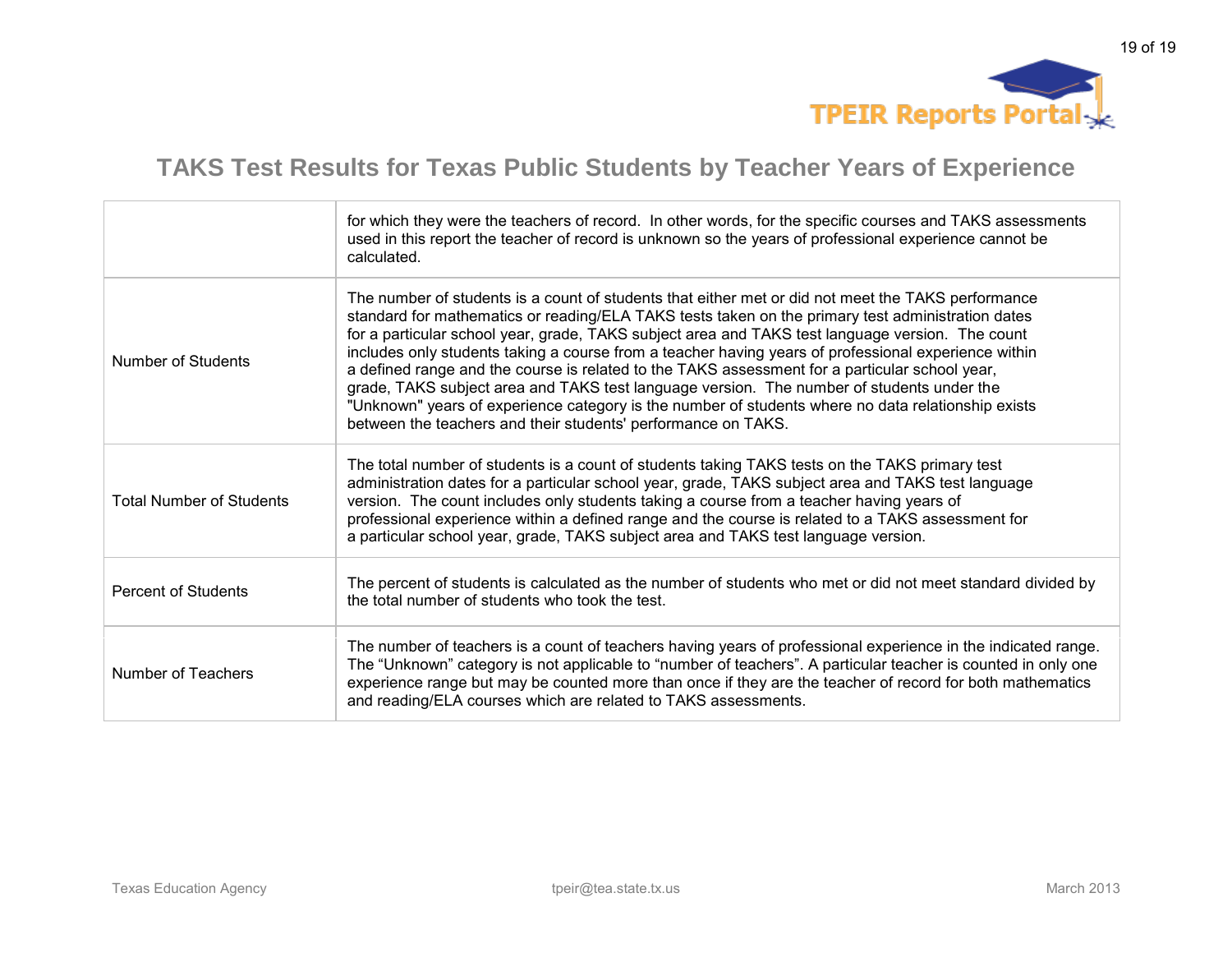## TAKS Test Results for Texas Public Students by Teacher Years of Experience

| | |
|---|---|
| | for which they were the teachers of record. In other words, for the specific courses and TAKS assessments used in this report the teacher of record is unknown so the years of professional experience cannot be calculated. |
| Number of Students | The number of students is a count of students that either met or did not meet the TAKS performance standard for mathematics or reading/ELA TAKS tests taken on the primary test administration dates for a particular school year, grade, TAKS subject area and TAKS test language version. The count includes only students taking a course from a teacher having years of professional experience within a defined range and the course is related to the TAKS assessment for a particular school year, grade, TAKS subject area and TAKS test language version. The number of students under the "Unknown" years of experience category is the number of students where no data relationship exists between the teachers and their students' performance on TAKS. |
| Total Number of Students | The total number of students is a count of students taking TAKS tests on the TAKS primary test administration dates for a particular school year, grade, TAKS subject area and TAKS test language version. The count includes only students taking a course from a teacher having years of professional experience within a defined range and the course is related to a TAKS assessment for a particular school year, grade, TAKS subject area and TAKS test language version. |
| Percent of Students | The percent of students is calculated as the number of students who met or did not meet standard divided by the total number of students who took the test. |
| Number of Teachers | The number of teachers is a count of teachers having years of professional experience in the indicated range. The "Unknown" category is not applicable to "number of teachers". A particular teacher is counted in only one experience range but may be counted more than once if they are the teacher of record for both mathematics and reading/ELA courses which are related to TAKS assessments. |